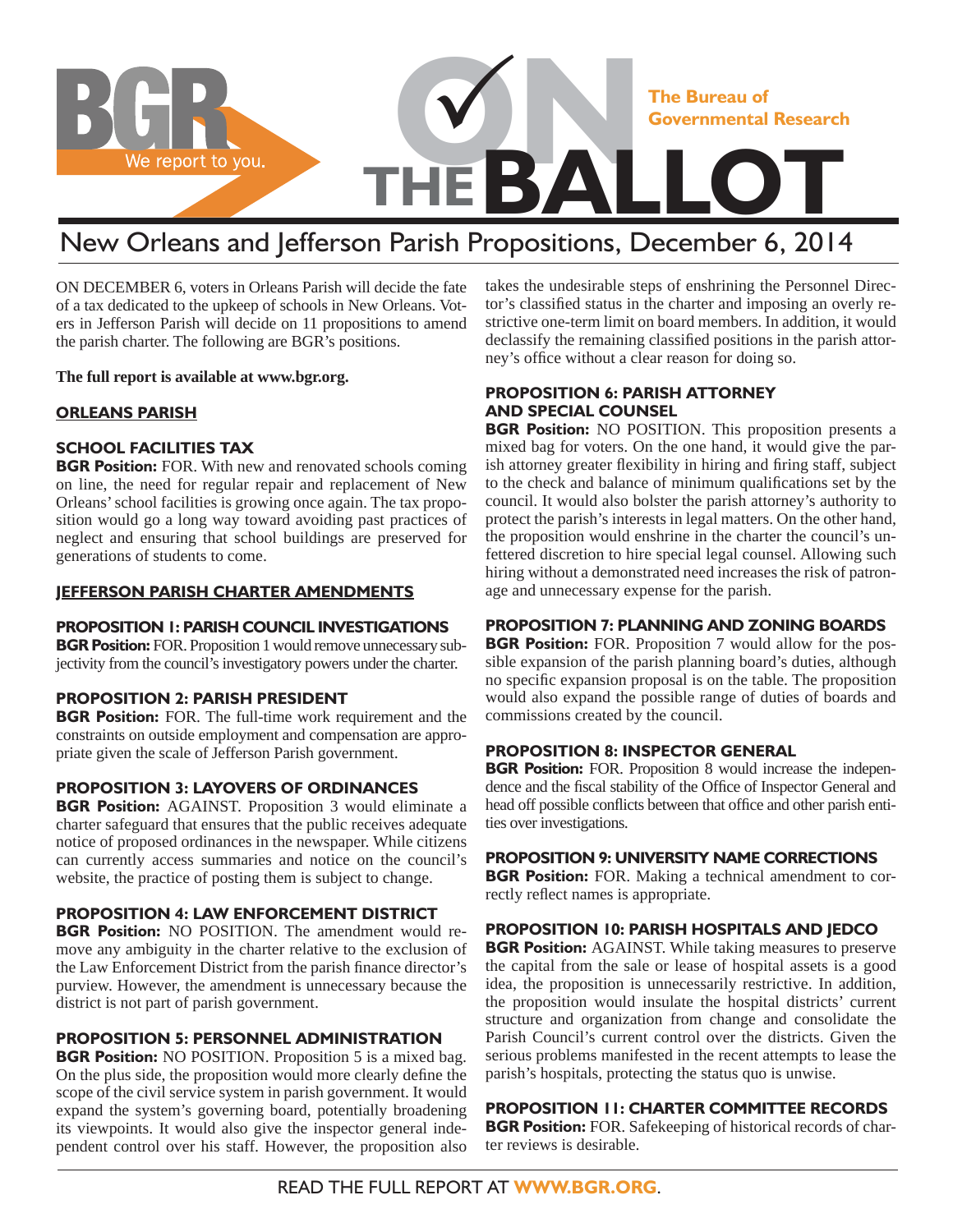# BGR — We report to you.

## ON THE BALLOT

**The Bureau of Governmental Research**

# New Orleans and Jefferson Parish Propositions, December 6, 2014

ON DECEMBER 6, voters in Orleans Parish will decide the fate of a tax dedicated to the upkeep of schools in New Orleans. Voters in Jefferson Parish will decide on 11 propositions to amend the parish charter. The following are BGR's positions.

**The full report is available at www.bgr.org.**

## ORLEANS PARISH

### SCHOOL FACILITIES TAX

**BGR Position:** FOR. With new and renovated schools coming on line, the need for regular repair and replacement of New Orleans' school facilities is growing once again. The tax proposition would go a long way toward avoiding past practices of neglect and ensuring that school buildings are preserved for generations of students to come.

## JEFFERSON PARISH CHARTER AMENDMENTS

### PROPOSITION 1: PARISH COUNCIL INVESTIGATIONS

**BGR Position:** FOR. Proposition 1 would remove unnecessary subjectivity from the council's investigatory powers under the charter.

### PROPOSITION 2: PARISH PRESIDENT

**BGR Position:** FOR. The full-time work requirement and the constraints on outside employment and compensation are appropriate given the scale of Jefferson Parish government.

### PROPOSITION 3: LAYOVERS OF ORDINANCES

**BGR Position:** AGAINST. Proposition 3 would eliminate a charter safeguard that ensures that the public receives adequate notice of proposed ordinances in the newspaper. While citizens can currently access summaries and notice on the council's website, the practice of posting them is subject to change.

### PROPOSITION 4: LAW ENFORCEMENT DISTRICT

**BGR Position:** NO POSITION. The amendment would remove any ambiguity in the charter relative to the exclusion of the Law Enforcement District from the parish finance director's purview. However, the amendment is unnecessary because the district is not part of parish government.

### PROPOSITION 5: PERSONNEL ADMINISTRATION

**BGR Position:** NO POSITION. Proposition 5 is a mixed bag. On the plus side, the proposition would more clearly define the scope of the civil service system in parish government. It would expand the system's governing board, potentially broadening its viewpoints. It would also give the inspector general independent control over his staff. However, the proposition also takes the undesirable steps of enshrining the Personnel Director's classified status in the charter and imposing an overly restrictive one-term limit on board members. In addition, it would declassify the remaining classified positions in the parish attorney's office without a clear reason for doing so.

### PROPOSITION 6: PARISH ATTORNEY AND SPECIAL COUNSEL

**BGR Position:** NO POSITION. This proposition presents a mixed bag for voters. On the one hand, it would give the parish attorney greater flexibility in hiring and firing staff, subject to the check and balance of minimum qualifications set by the council. It would also bolster the parish attorney's authority to protect the parish's interests in legal matters. On the other hand, the proposition would enshrine in the charter the council's unfettered discretion to hire special legal counsel. Allowing such hiring without a demonstrated need increases the risk of patronage and unnecessary expense for the parish.

### PROPOSITION 7: PLANNING AND ZONING BOARDS

**BGR Position:** FOR. Proposition 7 would allow for the possible expansion of the parish planning board's duties, although no specific expansion proposal is on the table. The proposition would also expand the possible range of duties of boards and commissions created by the council.

### PROPOSITION 8: INSPECTOR GENERAL

**BGR Position:** FOR. Proposition 8 would increase the independence and the fiscal stability of the Office of Inspector General and head off possible conflicts between that office and other parish entities over investigations.

### PROPOSITION 9: UNIVERSITY NAME CORRECTIONS

**BGR Position:** FOR. Making a technical amendment to correctly reflect names is appropriate.

### PROPOSITION 10: PARISH HOSPITALS AND JEDCO

**BGR Position:** AGAINST. While taking measures to preserve the capital from the sale or lease of hospital assets is a good idea, the proposition is unnecessarily restrictive. In addition, the proposition would insulate the hospital districts' current structure and organization from change and consolidate the Parish Council's current control over the districts. Given the serious problems manifested in the recent attempts to lease the parish's hospitals, protecting the status quo is unwise.

### PROPOSITION 11: CHARTER COMMITTEE RECORDS

**BGR Position:** FOR. Safekeeping of historical records of charter reviews is desirable.

READ THE FULL REPORT AT **WWW.BGR.ORG**.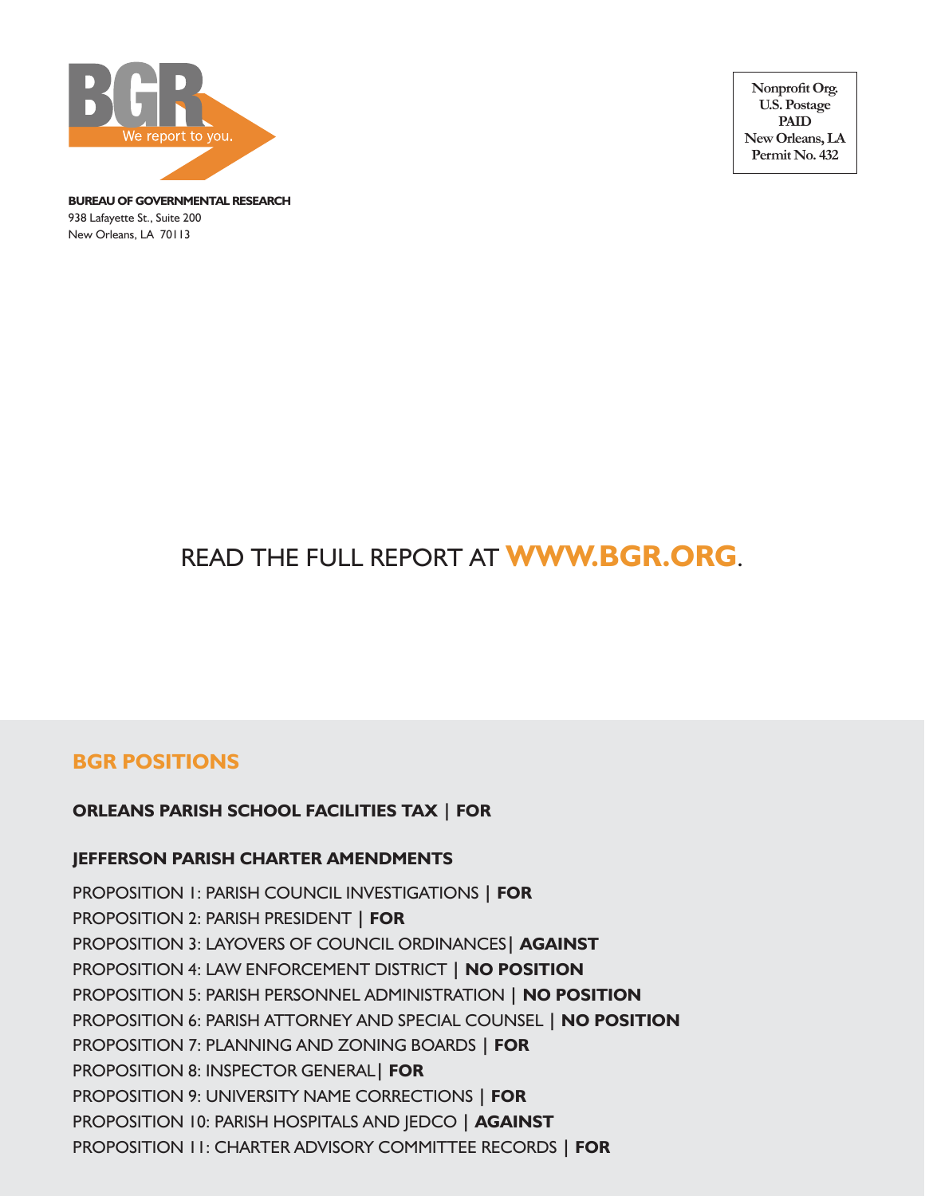BGR
We report to you.

**BUREAU OF GOVERNMENTAL RESEARCH**
938 Lafayette St., Suite 200
New Orleans, LA 70113

Nonprofit Org.
U.S. Postage
PAID
New Orleans, LA
Permit No. 432

READ THE FULL REPORT AT **WWW.BGR.ORG**.

## BGR POSITIONS

**ORLEANS PARISH SCHOOL FACILITIES TAX | FOR**

**JEFFERSON PARISH CHARTER AMENDMENTS**

PROPOSITION 1: PARISH COUNCIL INVESTIGATIONS | **FOR**
PROPOSITION 2: PARISH PRESIDENT | **FOR**
PROPOSITION 3: LAYOVERS OF COUNCIL ORDINANCES| **AGAINST**
PROPOSITION 4: LAW ENFORCEMENT DISTRICT | **NO POSITION**
PROPOSITION 5: PARISH PERSONNEL ADMINISTRATION | **NO POSITION**
PROPOSITION 6: PARISH ATTORNEY AND SPECIAL COUNSEL | **NO POSITION**
PROPOSITION 7: PLANNING AND ZONING BOARDS | **FOR**
PROPOSITION 8: INSPECTOR GENERAL| **FOR**
PROPOSITION 9: UNIVERSITY NAME CORRECTIONS | **FOR**
PROPOSITION 10: PARISH HOSPITALS AND JEDCO | **AGAINST**
PROPOSITION 11: CHARTER ADVISORY COMMITTEE RECORDS | **FOR**